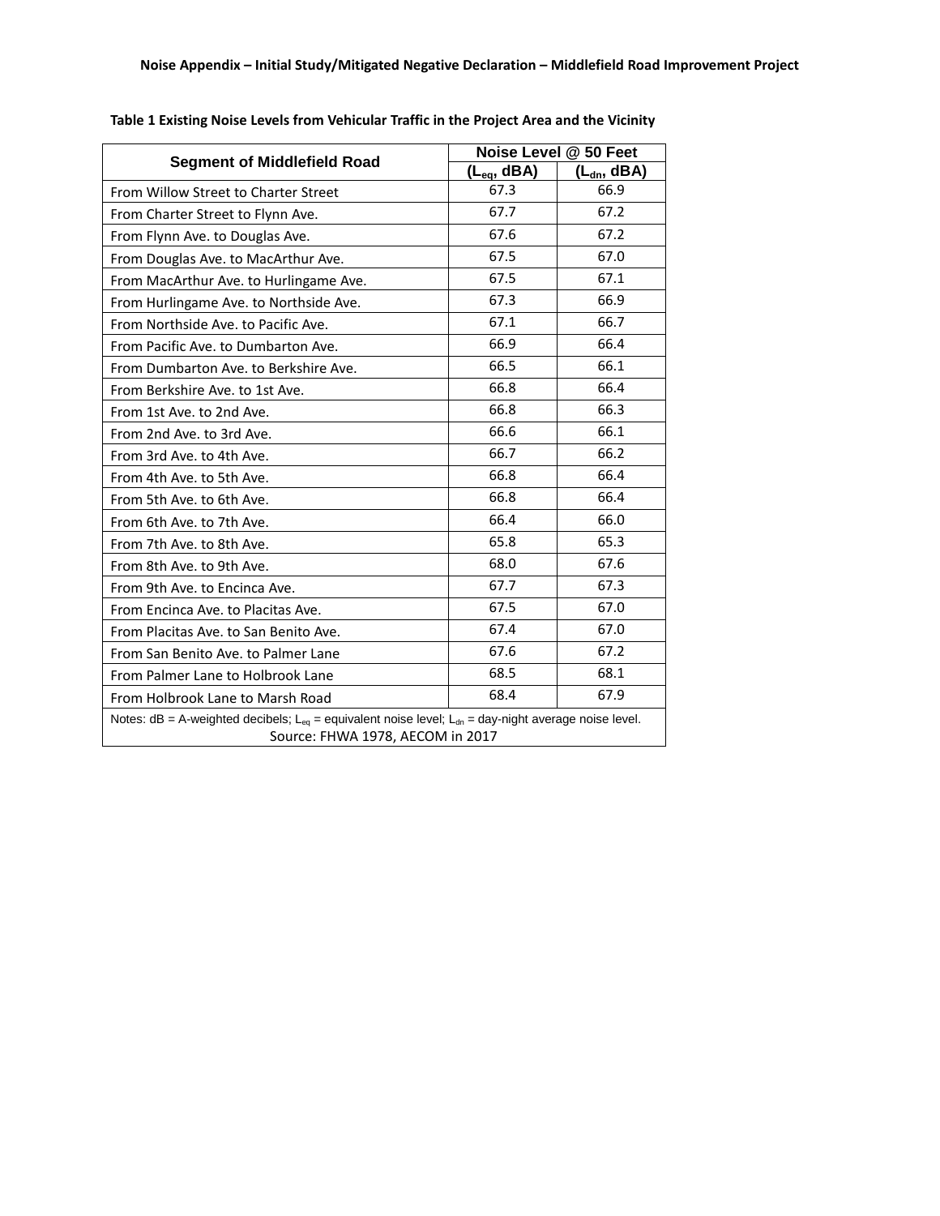**Table 1 Existing Noise Levels from Vehicular Traffic in the Project Area and the Vicinity**

| Segment of Middlefield Road | Noise Level @ 50 Feet | |
|---|---|---|
| | ($L_{eq}$, dBA) | ($L_{dn}$, dBA) |
| From Willow Street to Charter Street | 67.3 | 66.9 |
| From Charter Street to Flynn Ave. | 67.7 | 67.2 |
| From Flynn Ave. to Douglas Ave. | 67.6 | 67.2 |
| From Douglas Ave. to MacArthur Ave. | 67.5 | 67.0 |
| From MacArthur Ave. to Hurlingame Ave. | 67.5 | 67.1 |
| From Hurlingame Ave. to Northside Ave. | 67.3 | 66.9 |
| From Northside Ave. to Pacific Ave. | 67.1 | 66.7 |
| From Pacific Ave. to Dumbarton Ave. | 66.9 | 66.4 |
| From Dumbarton Ave. to Berkshire Ave. | 66.5 | 66.1 |
| From Berkshire Ave. to 1st Ave. | 66.8 | 66.4 |
| From 1st Ave. to 2nd Ave. | 66.8 | 66.3 |
| From 2nd Ave. to 3rd Ave. | 66.6 | 66.1 |
| From 3rd Ave. to 4th Ave. | 66.7 | 66.2 |
| From 4th Ave. to 5th Ave. | 66.8 | 66.4 |
| From 5th Ave. to 6th Ave. | 66.8 | 66.4 |
| From 6th Ave. to 7th Ave. | 66.4 | 66.0 |
| From 7th Ave. to 8th Ave. | 65.8 | 65.3 |
| From 8th Ave. to 9th Ave. | 68.0 | 67.6 |
| From 9th Ave. to Encinca Ave. | 67.7 | 67.3 |
| From Encinca Ave. to Placitas Ave. | 67.5 | 67.0 |
| From Placitas Ave. to San Benito Ave. | 67.4 | 67.0 |
| From San Benito Ave. to Palmer Lane | 67.6 | 67.2 |
| From Palmer Lane to Holbrook Lane | 68.5 | 68.1 |
| From Holbrook Lane to Marsh Road | 68.4 | 67.9 |

Notes: dB = A-weighted decibels; $L_{eq}$ = equivalent noise level; $L_{dn}$ = day-night average noise level.
Source: FHWA 1978, AECOM in 2017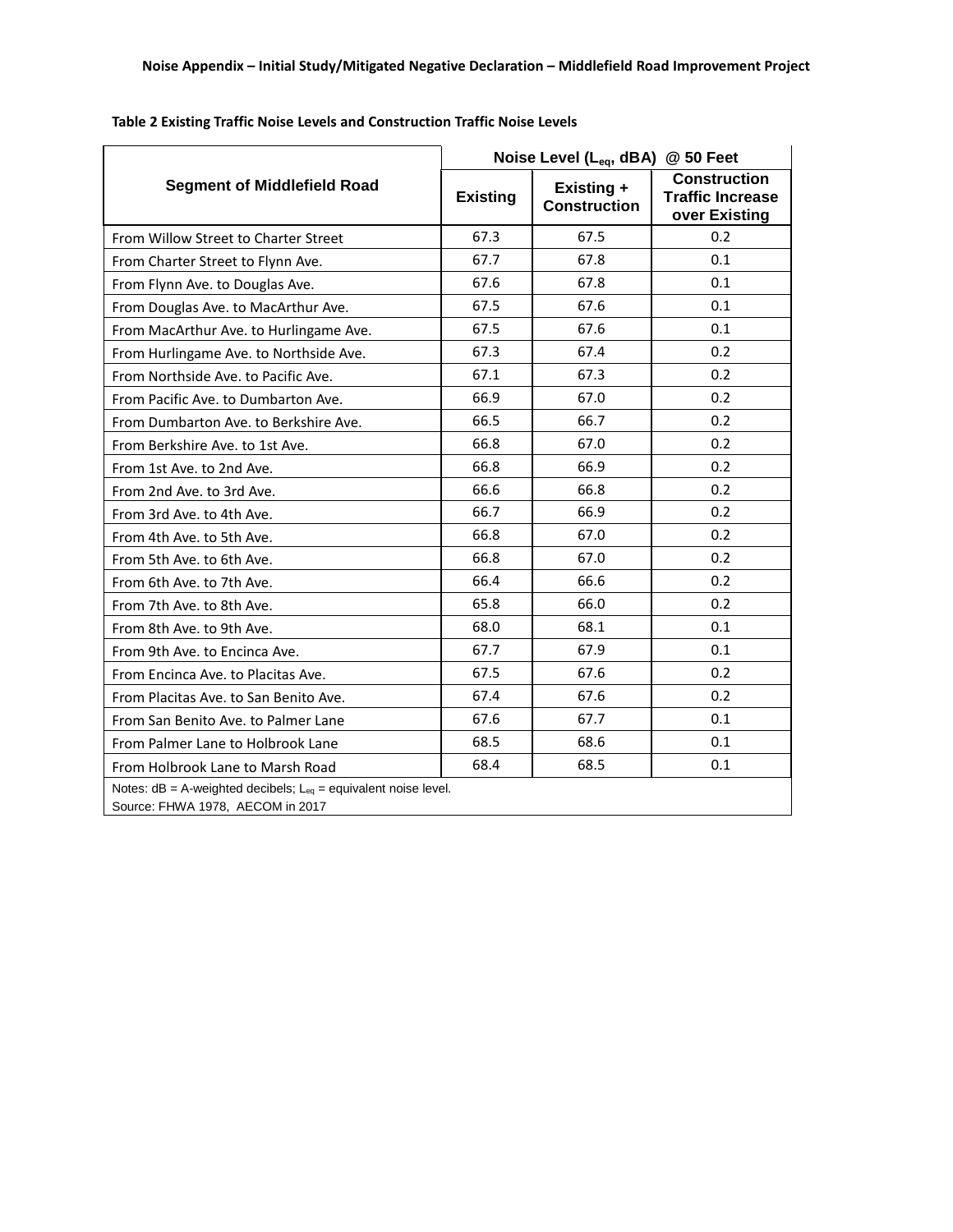**Table 2 Existing Traffic Noise Levels and Construction Traffic Noise Levels**

| Segment of Middlefield Road | Noise Level ($L_{eq}$, dBA) @ 50 Feet | | |
|---|---|---|---|
| | Existing | Existing + Construction | Construction Traffic Increase over Existing |
| From Willow Street to Charter Street | 67.3 | 67.5 | 0.2 |
| From Charter Street to Flynn Ave. | 67.7 | 67.8 | 0.1 |
| From Flynn Ave. to Douglas Ave. | 67.6 | 67.8 | 0.1 |
| From Douglas Ave. to MacArthur Ave. | 67.5 | 67.6 | 0.1 |
| From MacArthur Ave. to Hurlingame Ave. | 67.5 | 67.6 | 0.1 |
| From Hurlingame Ave. to Northside Ave. | 67.3 | 67.4 | 0.2 |
| From Northside Ave. to Pacific Ave. | 67.1 | 67.3 | 0.2 |
| From Pacific Ave. to Dumbarton Ave. | 66.9 | 67.0 | 0.2 |
| From Dumbarton Ave. to Berkshire Ave. | 66.5 | 66.7 | 0.2 |
| From Berkshire Ave. to 1st Ave. | 66.8 | 67.0 | 0.2 |
| From 1st Ave. to 2nd Ave. | 66.8 | 66.9 | 0.2 |
| From 2nd Ave. to 3rd Ave. | 66.6 | 66.8 | 0.2 |
| From 3rd Ave. to 4th Ave. | 66.7 | 66.9 | 0.2 |
| From 4th Ave. to 5th Ave. | 66.8 | 67.0 | 0.2 |
| From 5th Ave. to 6th Ave. | 66.8 | 67.0 | 0.2 |
| From 6th Ave. to 7th Ave. | 66.4 | 66.6 | 0.2 |
| From 7th Ave. to 8th Ave. | 65.8 | 66.0 | 0.2 |
| From 8th Ave. to 9th Ave. | 68.0 | 68.1 | 0.1 |
| From 9th Ave. to Encinca Ave. | 67.7 | 67.9 | 0.1 |
| From Encinca Ave. to Placitas Ave. | 67.5 | 67.6 | 0.2 |
| From Placitas Ave. to San Benito Ave. | 67.4 | 67.6 | 0.2 |
| From San Benito Ave. to Palmer Lane | 67.6 | 67.7 | 0.1 |
| From Palmer Lane to Holbrook Lane | 68.5 | 68.6 | 0.1 |
| From Holbrook Lane to Marsh Road | 68.4 | 68.5 | 0.1 |

Notes: dB = A-weighted decibels; $L_{eq}$ = equivalent noise level.
Source: FHWA 1978, AECOM in 2017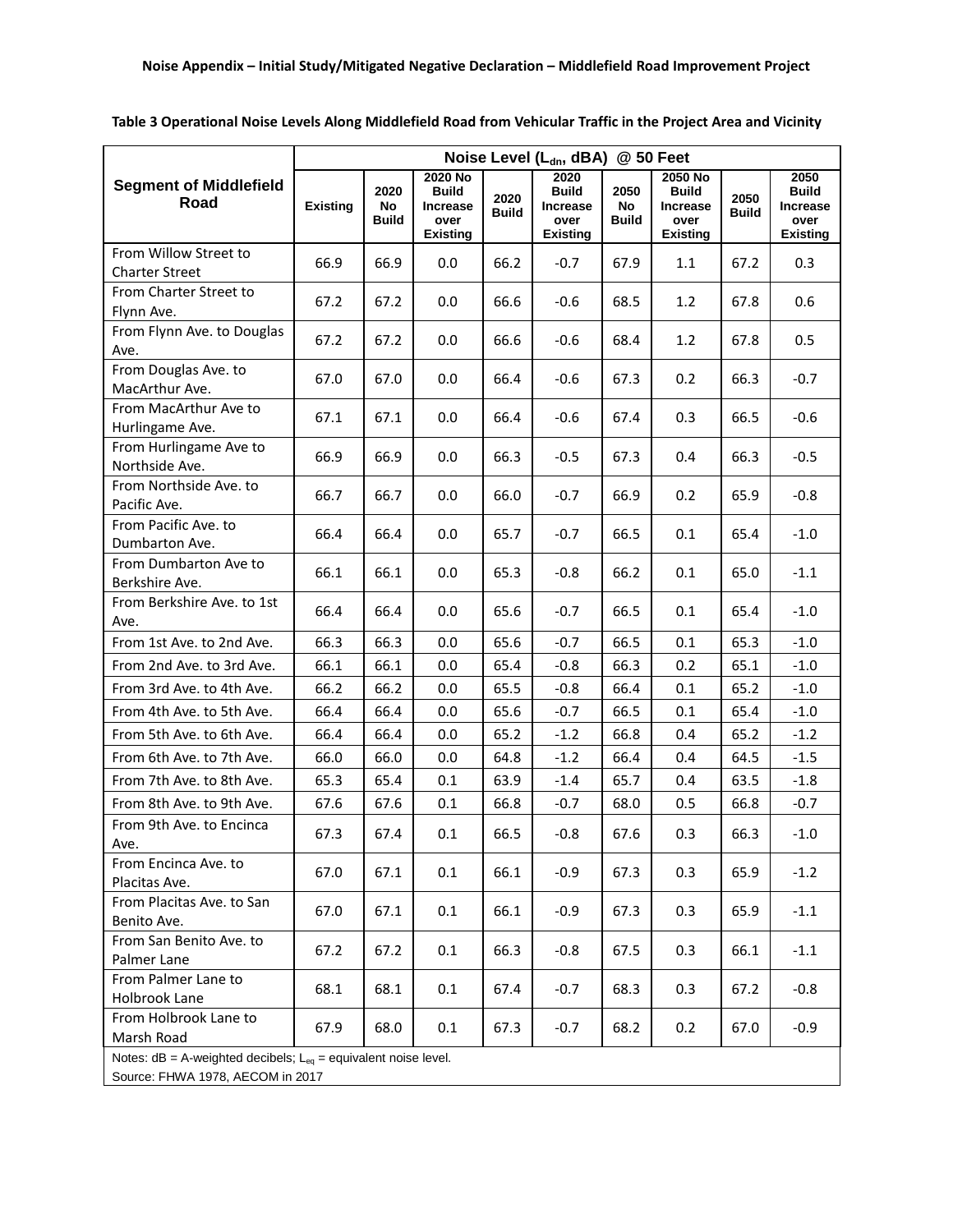**Table 3 Operational Noise Levels Along Middlefield Road from Vehicular Traffic in the Project Area and Vicinity**

| Segment of Middlefield Road | Noise Level ($L_{dn}$, dBA) @ 50 Feet | | | | | | | | |
|---|---|---|---|---|---|---|---|---|---|
| | Existing | 2020 No Build | 2020 No Build Increase over Existing | 2020 Build | 2020 Build Increase over Existing | 2050 No Build | 2050 No Build Increase over Existing | 2050 Build | 2050 Build Increase over Existing |
| From Willow Street to Charter Street | 66.9 | 66.9 | 0.0 | 66.2 | -0.7 | 67.9 | 1.1 | 67.2 | 0.3 |
| From Charter Street to Flynn Ave. | 67.2 | 67.2 | 0.0 | 66.6 | -0.6 | 68.5 | 1.2 | 67.8 | 0.6 |
| From Flynn Ave. to Douglas Ave. | 67.2 | 67.2 | 0.0 | 66.6 | -0.6 | 68.4 | 1.2 | 67.8 | 0.5 |
| From Douglas Ave. to MacArthur Ave. | 67.0 | 67.0 | 0.0 | 66.4 | -0.6 | 67.3 | 0.2 | 66.3 | -0.7 |
| From MacArthur Ave to Hurlingame Ave. | 67.1 | 67.1 | 0.0 | 66.4 | -0.6 | 67.4 | 0.3 | 66.5 | -0.6 |
| From Hurlingame Ave to Northside Ave. | 66.9 | 66.9 | 0.0 | 66.3 | -0.5 | 67.3 | 0.4 | 66.3 | -0.5 |
| From Northside Ave. to Pacific Ave. | 66.7 | 66.7 | 0.0 | 66.0 | -0.7 | 66.9 | 0.2 | 65.9 | -0.8 |
| From Pacific Ave. to Dumbarton Ave. | 66.4 | 66.4 | 0.0 | 65.7 | -0.7 | 66.5 | 0.1 | 65.4 | -1.0 |
| From Dumbarton Ave to Berkshire Ave. | 66.1 | 66.1 | 0.0 | 65.3 | -0.8 | 66.2 | 0.1 | 65.0 | -1.1 |
| From Berkshire Ave. to 1st Ave. | 66.4 | 66.4 | 0.0 | 65.6 | -0.7 | 66.5 | 0.1 | 65.4 | -1.0 |
| From 1st Ave. to 2nd Ave. | 66.3 | 66.3 | 0.0 | 65.6 | -0.7 | 66.5 | 0.1 | 65.3 | -1.0 |
| From 2nd Ave. to 3rd Ave. | 66.1 | 66.1 | 0.0 | 65.4 | -0.8 | 66.3 | 0.2 | 65.1 | -1.0 |
| From 3rd Ave. to 4th Ave. | 66.2 | 66.2 | 0.0 | 65.5 | -0.8 | 66.4 | 0.1 | 65.2 | -1.0 |
| From 4th Ave. to 5th Ave. | 66.4 | 66.4 | 0.0 | 65.6 | -0.7 | 66.5 | 0.1 | 65.4 | -1.0 |
| From 5th Ave. to 6th Ave. | 66.4 | 66.4 | 0.0 | 65.2 | -1.2 | 66.8 | 0.4 | 65.2 | -1.2 |
| From 6th Ave. to 7th Ave. | 66.0 | 66.0 | 0.0 | 64.8 | -1.2 | 66.4 | 0.4 | 64.5 | -1.5 |
| From 7th Ave. to 8th Ave. | 65.3 | 65.4 | 0.1 | 63.9 | -1.4 | 65.7 | 0.4 | 63.5 | -1.8 |
| From 8th Ave. to 9th Ave. | 67.6 | 67.6 | 0.1 | 66.8 | -0.7 | 68.0 | 0.5 | 66.8 | -0.7 |
| From 9th Ave. to Encinca Ave. | 67.3 | 67.4 | 0.1 | 66.5 | -0.8 | 67.6 | 0.3 | 66.3 | -1.0 |
| From Encinca Ave. to Placitas Ave. | 67.0 | 67.1 | 0.1 | 66.1 | -0.9 | 67.3 | 0.3 | 65.9 | -1.2 |
| From Placitas Ave. to San Benito Ave. | 67.0 | 67.1 | 0.1 | 66.1 | -0.9 | 67.3 | 0.3 | 65.9 | -1.1 |
| From San Benito Ave. to Palmer Lane | 67.2 | 67.2 | 0.1 | 66.3 | -0.8 | 67.5 | 0.3 | 66.1 | -1.1 |
| From Palmer Lane to Holbrook Lane | 68.1 | 68.1 | 0.1 | 67.4 | -0.7 | 68.3 | 0.3 | 67.2 | -0.8 |
| From Holbrook Lane to Marsh Road | 67.9 | 68.0 | 0.1 | 67.3 | -0.7 | 68.2 | 0.2 | 67.0 | -0.9 |

Notes: dB = A-weighted decibels; $L_{eq}$ = equivalent noise level.
Source: FHWA 1978, AECOM in 2017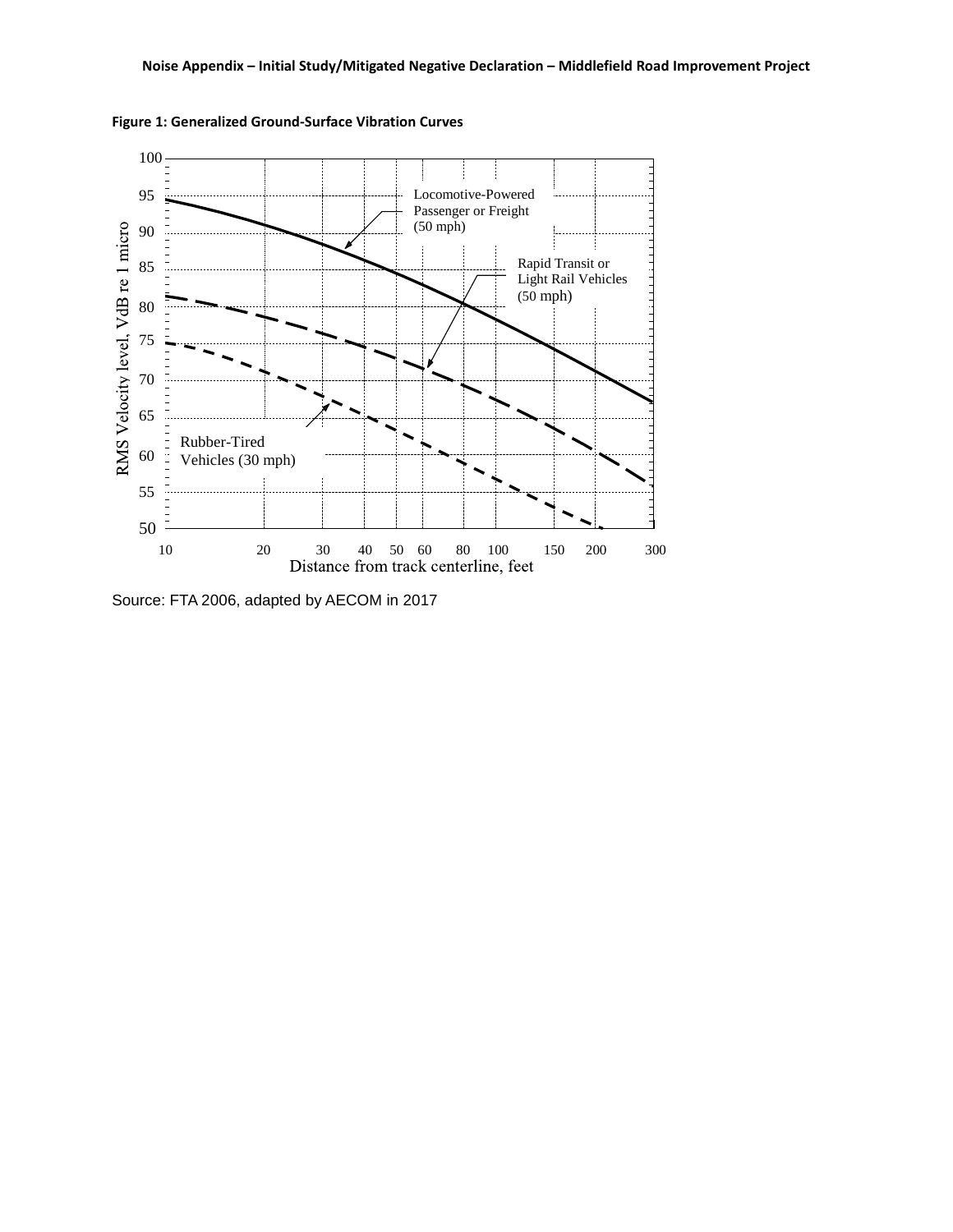**Figure 1: Generalized Ground-Surface Vibration Curves**

RMS Velocity level, VdB re 1 micro

100
95
90
85
80
75
70
65
60
55
50

Locomotive-Powered Passenger or Freight (50 mph)

Rapid Transit or Light Rail Vehicles (50 mph)

Rubber-Tired Vehicles (30 mph)

10 20 30 40 50 60 80 100 150 200 300

Distance from track centerline, feet

Source: FTA 2006, adapted by AECOM in 2017